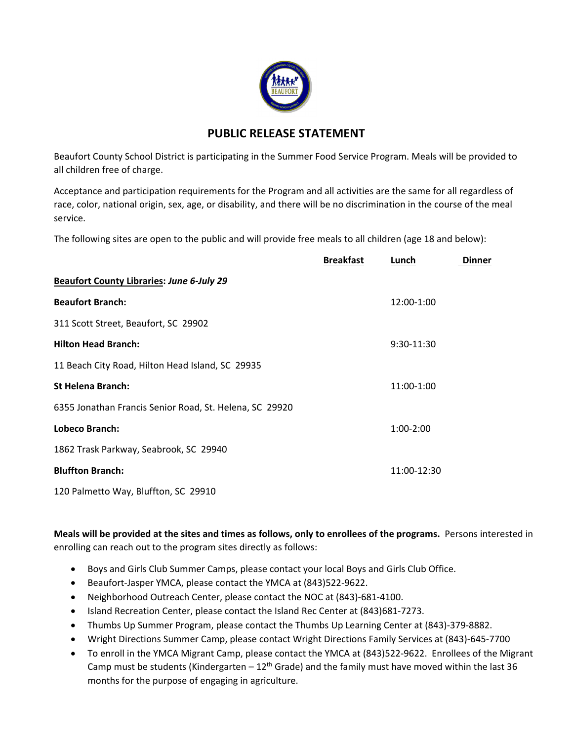# PUBLIC RELEASE STATEMENT

Beaufort County School District is participating in the Summer Food Service Program. Meals will be provided to all children free of charge.

Acceptance and participation requirements for the Program and all activities are the same for all regardless of race, color, national origin, sex, age, or disability, and there will be no discrimination in the course of the meal service.

The following sites are open to the public and will provide free meals to all children (age 18 and below):

| | **Breakfast** | **Lunch** | **Dinner** |
|---|---|---|---|
| **Beaufort County Libraries**: ***June 6-July 29*** | | | |
| **Beaufort Branch:** | | 12:00-1:00 | |
| 311 Scott Street, Beaufort, SC 29902 | | | |
| **Hilton Head Branch:** | | 9:30-11:30 | |
| 11 Beach City Road, Hilton Head Island, SC 29935 | | | |
| **St Helena Branch:** | | 11:00-1:00 | |
| 6355 Jonathan Francis Senior Road, St. Helena, SC 29920 | | | |
| **Lobeco Branch:** | | 1:00-2:00 | |
| 1862 Trask Parkway, Seabrook, SC 29940 | | | |
| **Bluffton Branch:** | | 11:00-12:30 | |
| 120 Palmetto Way, Bluffton, SC 29910 | | | |

**Meals will be provided at the sites and times as follows, only to enrollees of the programs.** Persons interested in enrolling can reach out to the program sites directly as follows:

- Boys and Girls Club Summer Camps, please contact your local Boys and Girls Club Office.
- Beaufort-Jasper YMCA, please contact the YMCA at (843)522-9622.
- Neighborhood Outreach Center, please contact the NOC at (843)-681-4100.
- Island Recreation Center, please contact the Island Rec Center at (843)681-7273.
- Thumbs Up Summer Program, please contact the Thumbs Up Learning Center at (843)-379-8882.
- Wright Directions Summer Camp, please contact Wright Directions Family Services at (843)-645-7700
- To enroll in the YMCA Migrant Camp, please contact the YMCA at (843)522-9622. Enrollees of the Migrant Camp must be students (Kindergarten – 12th Grade) and the family must have moved within the last 36 months for the purpose of engaging in agriculture.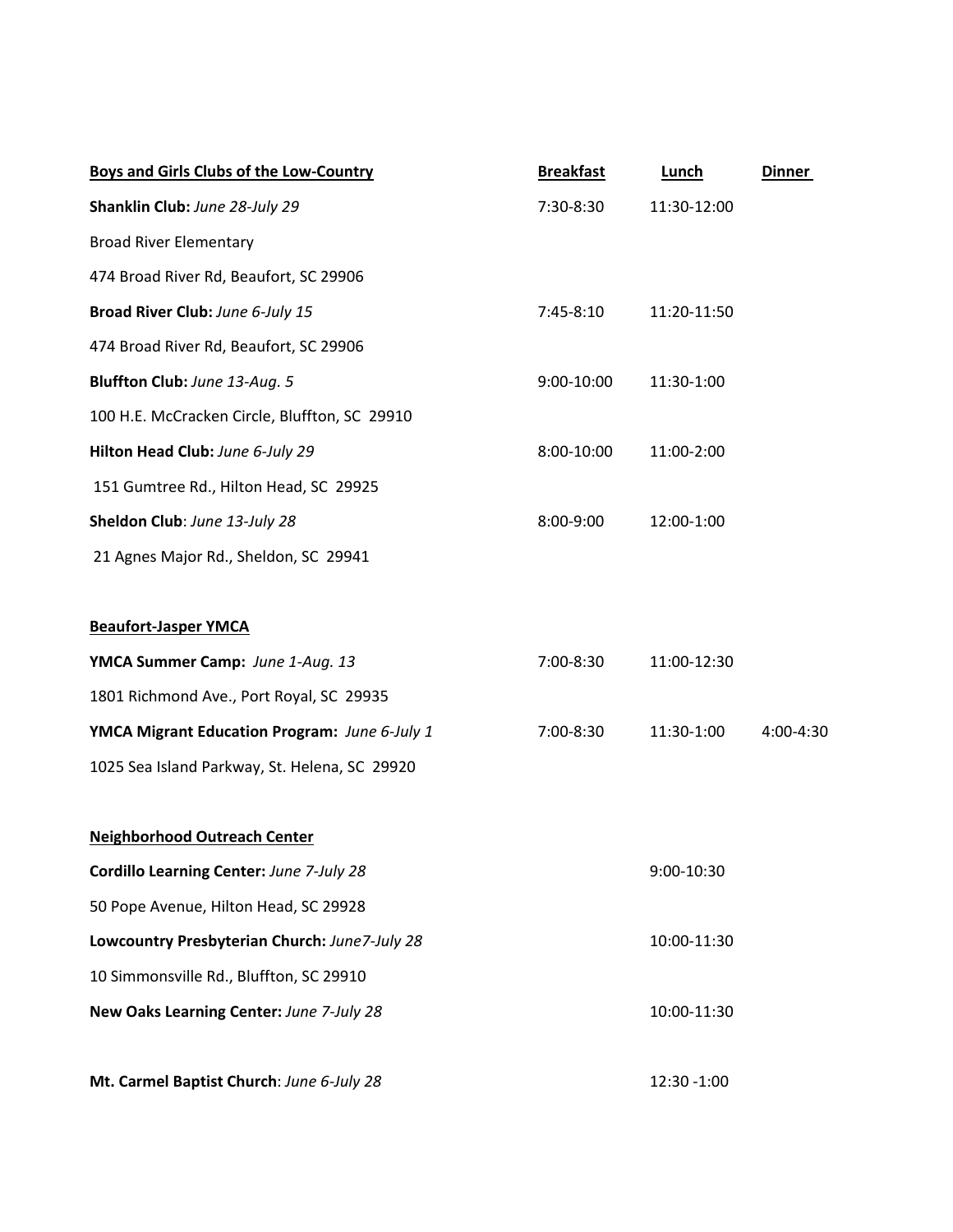| Boys and Girls Clubs of the Low-Country | Breakfast | Lunch | Dinner |
|---|---|---|---|
| **Shanklin Club:** *June 28-July 29* | 7:30-8:30 | 11:30-12:00 | |
| Broad River Elementary | | | |
| 474 Broad River Rd, Beaufort, SC 29906 | | | |
| **Broad River Club:** *June 6-July 15* | 7:45-8:10 | 11:20-11:50 | |
| 474 Broad River Rd, Beaufort, SC 29906 | | | |
| **Bluffton Club:** *June 13-Aug. 5* | 9:00-10:00 | 11:30-1:00 | |
| 100 H.E. McCracken Circle, Bluffton, SC 29910 | | | |
| **Hilton Head Club:** *June 6-July 29* | 8:00-10:00 | 11:00-2:00 | |
| 151 Gumtree Rd., Hilton Head, SC 29925 | | | |
| **Sheldon Club**: *June 13-July 28* | 8:00-9:00 | 12:00-1:00 | |
| 21 Agnes Major Rd., Sheldon, SC 29941 | | | |
| | | | |
| **Beaufort-Jasper YMCA** | | | |
| **YMCA Summer Camp:** *June 1-Aug. 13* | 7:00-8:30 | 11:00-12:30 | |
| 1801 Richmond Ave., Port Royal, SC 29935 | | | |
| **YMCA Migrant Education Program:** *June 6-July 1* | 7:00-8:30 | 11:30-1:00 | 4:00-4:30 |
| 1025 Sea Island Parkway, St. Helena, SC 29920 | | | |
| | | | |
| **Neighborhood Outreach Center** | | | |
| **Cordillo Learning Center:** *June 7-July 28* | | 9:00-10:30 | |
| 50 Pope Avenue, Hilton Head, SC 29928 | | | |
| **Lowcountry Presbyterian Church:** *June7-July 28* | | 10:00-11:30 | |
| 10 Simmonsville Rd., Bluffton, SC 29910 | | | |
| **New Oaks Learning Center:** *June 7-July 28* | | 10:00-11:30 | |
| | | | |
| **Mt. Carmel Baptist Church**: *June 6-July 28* | | 12:30 -1:00 | |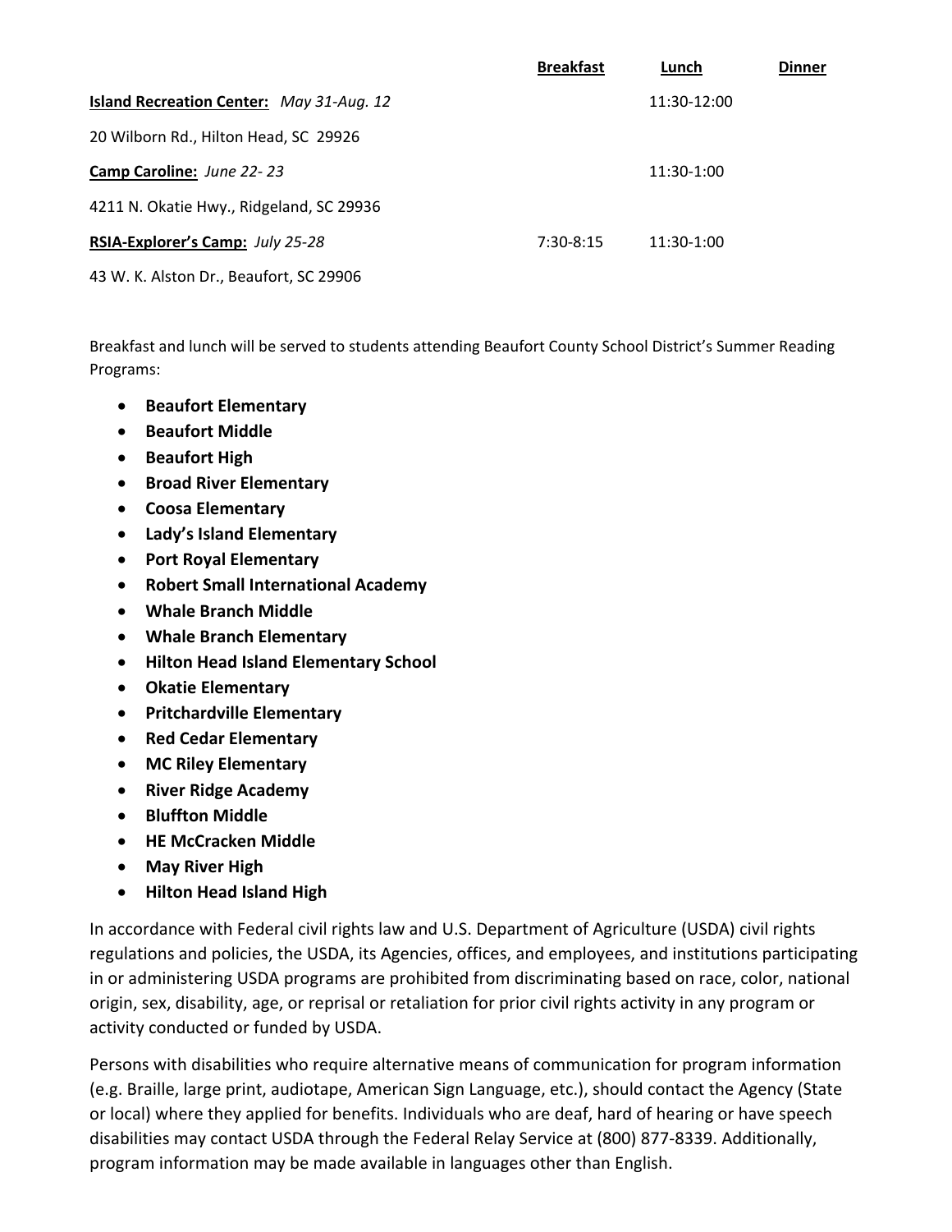| | Breakfast | Lunch | Dinner |
|---|---|---|---|
| **Island Recreation Center:** *May 31-Aug. 12* | | 11:30-12:00 | |
| 20 Wilborn Rd., Hilton Head, SC 29926 | | | |
| **Camp Caroline:** *June 22- 23* | | 11:30-1:00 | |
| 4211 N. Okatie Hwy., Ridgeland, SC 29936 | | | |
| **RSIA-Explorer's Camp:** *July 25-28* | 7:30-8:15 | 11:30-1:00 | |
| 43 W. K. Alston Dr., Beaufort, SC 29906 | | | |

Breakfast and lunch will be served to students attending Beaufort County School District's Summer Reading Programs:

- **Beaufort Elementary**
- **Beaufort Middle**
- **Beaufort High**
- **Broad River Elementary**
- **Coosa Elementary**
- **Lady's Island Elementary**
- **Port Royal Elementary**
- **Robert Small International Academy**
- **Whale Branch Middle**
- **Whale Branch Elementary**
- **Hilton Head Island Elementary School**
- **Okatie Elementary**
- **Pritchardville Elementary**
- **Red Cedar Elementary**
- **MC Riley Elementary**
- **River Ridge Academy**
- **Bluffton Middle**
- **HE McCracken Middle**
- **May River High**
- **Hilton Head Island High**

In accordance with Federal civil rights law and U.S. Department of Agriculture (USDA) civil rights regulations and policies, the USDA, its Agencies, offices, and employees, and institutions participating in or administering USDA programs are prohibited from discriminating based on race, color, national origin, sex, disability, age, or reprisal or retaliation for prior civil rights activity in any program or activity conducted or funded by USDA.

Persons with disabilities who require alternative means of communication for program information (e.g. Braille, large print, audiotape, American Sign Language, etc.), should contact the Agency (State or local) where they applied for benefits. Individuals who are deaf, hard of hearing or have speech disabilities may contact USDA through the Federal Relay Service at (800) 877-8339. Additionally, program information may be made available in languages other than English.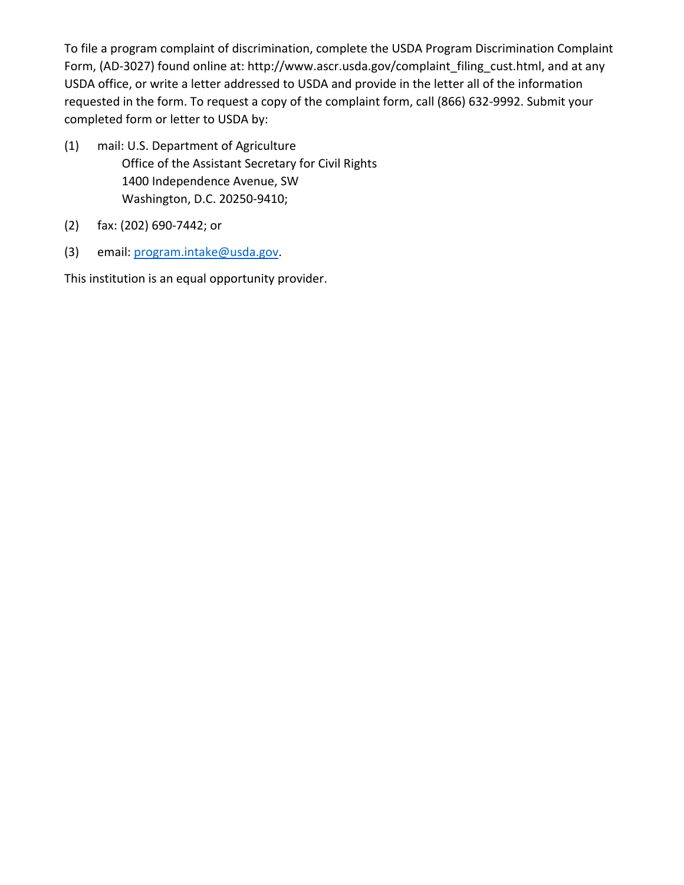To file a program complaint of discrimination, complete the USDA Program Discrimination Complaint Form, (AD-3027) found online at: http://www.ascr.usda.gov/complaint_filing_cust.html, and at any USDA office, or write a letter addressed to USDA and provide in the letter all of the information requested in the form. To request a copy of the complaint form, call (866) 632-9992. Submit your completed form or letter to USDA by:

(1) mail: U.S. Department of Agriculture
Office of the Assistant Secretary for Civil Rights
1400 Independence Avenue, SW
Washington, D.C. 20250-9410;

(2) fax: (202) 690-7442; or

(3) email: program.intake@usda.gov.

This institution is an equal opportunity provider.